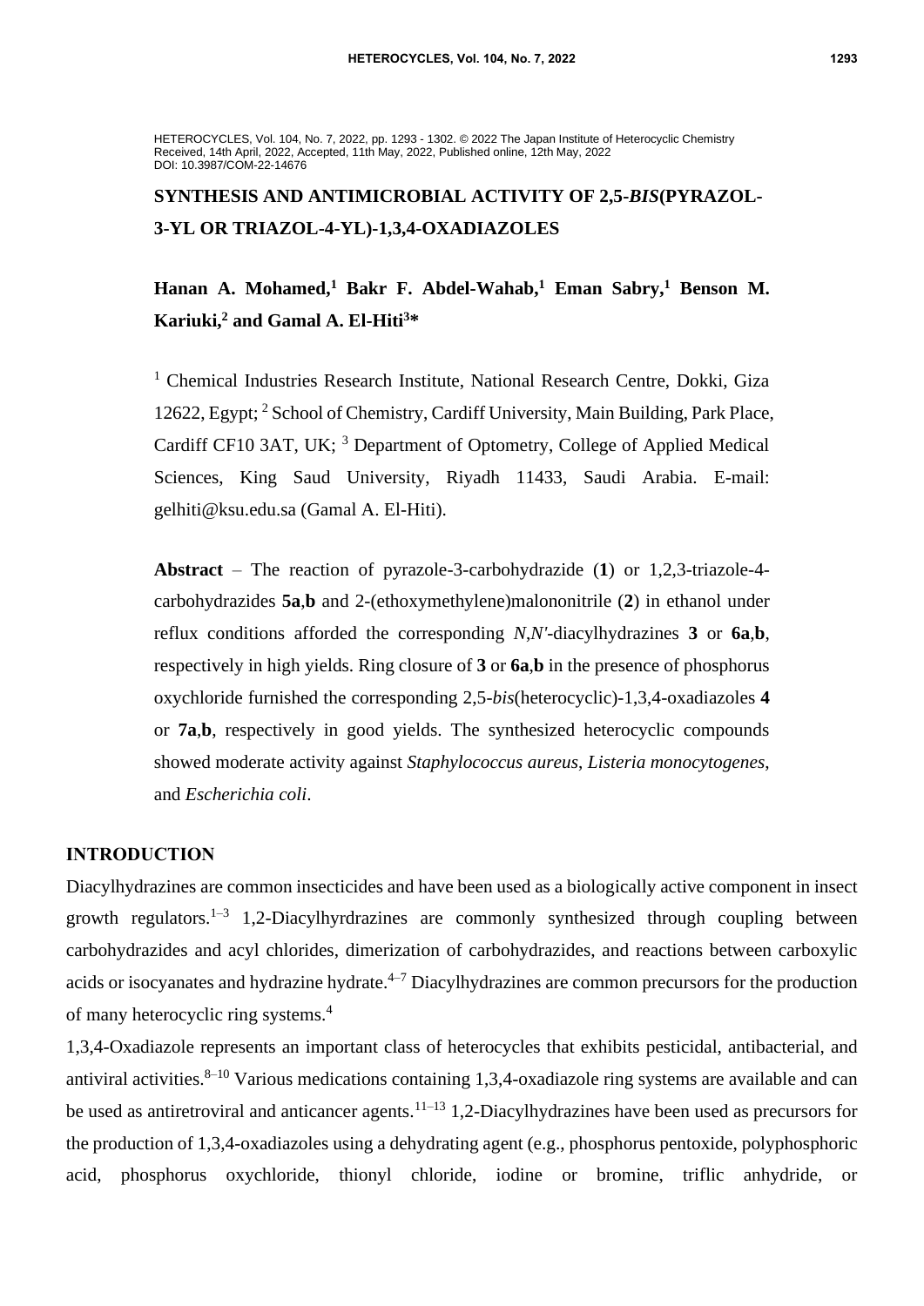HETEROCYCLES, Vol. 104, No. 7, 2022, pp. 1293 - 1302. © 2022 The Japan Institute of Heterocyclic Chemistry
Received, 14th April, 2022, Accepted, 11th May, 2022, Published online, 12th May, 2022
DOI: 10.3987/COM-22-14676

# SYNTHESIS AND ANTIMICROBIAL ACTIVITY OF 2,5-*BIS*(PYRAZOL-3-YL OR TRIAZOL-4-YL)-1,3,4-OXADIAZOLES

**Hanan A. Mohamed,[1] Bakr F. Abdel-Wahab,[1] Eman Sabry,[1] Benson M. Kariuki,[2] and Gamal A. El-Hiti[3]***

[1] Chemical Industries Research Institute, National Research Centre, Dokki, Giza 12622, Egypt; [2] School of Chemistry, Cardiff University, Main Building, Park Place, Cardiff CF10 3AT, UK; [3] Department of Optometry, College of Applied Medical Sciences, King Saud University, Riyadh 11433, Saudi Arabia. E-mail: gelhiti@ksu.edu.sa (Gamal A. El-Hiti).

**Abstract** – The reaction of pyrazole-3-carbohydrazide (**1**) or 1,2,3-triazole-4-carbohydrazides **5a**,**b** and 2-(ethoxymethylene)malononitrile (**2**) in ethanol under reflux conditions afforded the corresponding *N*,*N'*-diacylhydrazines **3** or **6a**,**b**, respectively in high yields. Ring closure of **3** or **6a**,**b** in the presence of phosphorus oxychloride furnished the corresponding 2,5-*bis*(heterocyclic)-1,3,4-oxadiazoles **4** or **7a**,**b**, respectively in good yields. The synthesized heterocyclic compounds showed moderate activity against *Staphylococcus aureus*, *Listeria monocytogenes*, and *Escherichia coli*.

## INTRODUCTION

Diacylhydrazines are common insecticides and have been used as a biologically active component in insect growth regulators.[1–3] 1,2-Diacylhyrdrazines are commonly synthesized through coupling between carbohydrazides and acyl chlorides, dimerization of carbohydrazides, and reactions between carboxylic acids or isocyanates and hydrazine hydrate.[4–7] Diacylhydrazines are common precursors for the production of many heterocyclic ring systems.[4]

1,3,4-Oxadiazole represents an important class of heterocycles that exhibits pesticidal, antibacterial, and antiviral activities.[8–10] Various medications containing 1,3,4-oxadiazole ring systems are available and can be used as antiretroviral and anticancer agents.[11–13] 1,2-Diacylhydrazines have been used as precursors for the production of 1,3,4-oxadiazoles using a dehydrating agent (e.g., phosphorus pentoxide, polyphosphoric acid, phosphorus oxychloride, thionyl chloride, iodine or bromine, triflic anhydride, or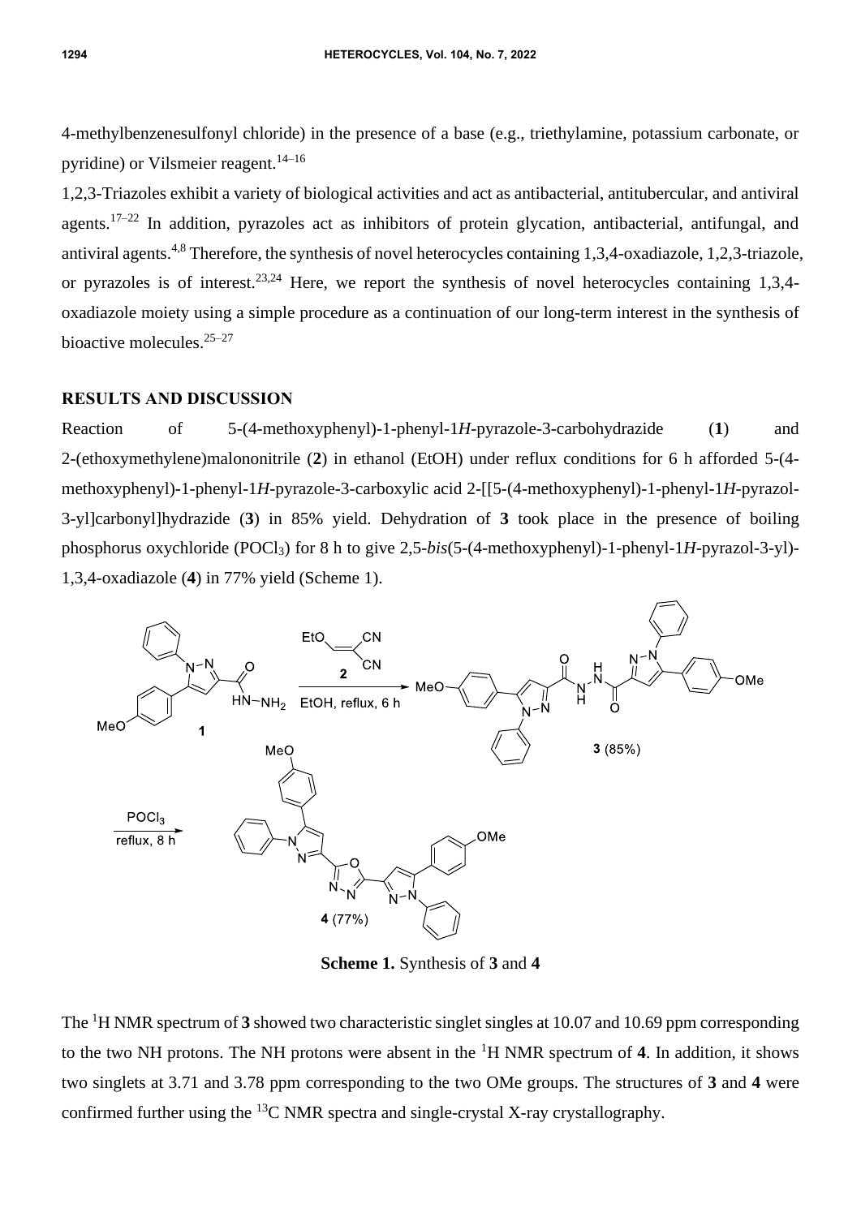4-methylbenzenesulfonyl chloride) in the presence of a base (e.g., triethylamine, potassium carbonate, or pyridine) or Vilsmeier reagent.[14–16]

1,2,3-Triazoles exhibit a variety of biological activities and act as antibacterial, antitubercular, and antiviral agents.[17–22] In addition, pyrazoles act as inhibitors of protein glycation, antibacterial, antifungal, and antiviral agents.[4,8] Therefore, the synthesis of novel heterocycles containing 1,3,4-oxadiazole, 1,2,3-triazole, or pyrazoles is of interest.[23,24] Here, we report the synthesis of novel heterocycles containing 1,3,4-oxadiazole moiety using a simple procedure as a continuation of our long-term interest in the synthesis of bioactive molecules.[25–27]

## RESULTS AND DISCUSSION

Reaction of 5-(4-methoxyphenyl)-1-phenyl-1*H*-pyrazole-3-carbohydrazide (**1**) and 2-(ethoxymethylene)malononitrile (**2**) in ethanol (EtOH) under reflux conditions for 6 h afforded 5-(4-methoxyphenyl)-1-phenyl-1*H*-pyrazole-3-carboxylic acid 2-[[5-(4-methoxyphenyl)-1-phenyl-1*H*-pyrazol-3-yl]carbonyl]hydrazide (**3**) in 85% yield. Dehydration of **3** took place in the presence of boiling phosphorus oxychloride ($POCl_3$) for 8 h to give 2,5-*bis*(5-(4-methoxyphenyl)-1-phenyl-1*H*-pyrazol-3-yl)-1,3,4-oxadiazole (**4**) in 77% yield (Scheme 1).

**Scheme 1.** Synthesis of **3** and **4**

The $^1$H NMR spectrum of **3** showed two characteristic singlet singles at 10.07 and 10.69 ppm corresponding to the two NH protons. The NH protons were absent in the $^1$H NMR spectrum of **4**. In addition, it shows two singlets at 3.71 and 3.78 ppm corresponding to the two OMe groups. The structures of **3** and **4** were confirmed further using the $^{13}$C NMR spectra and single-crystal X-ray crystallography.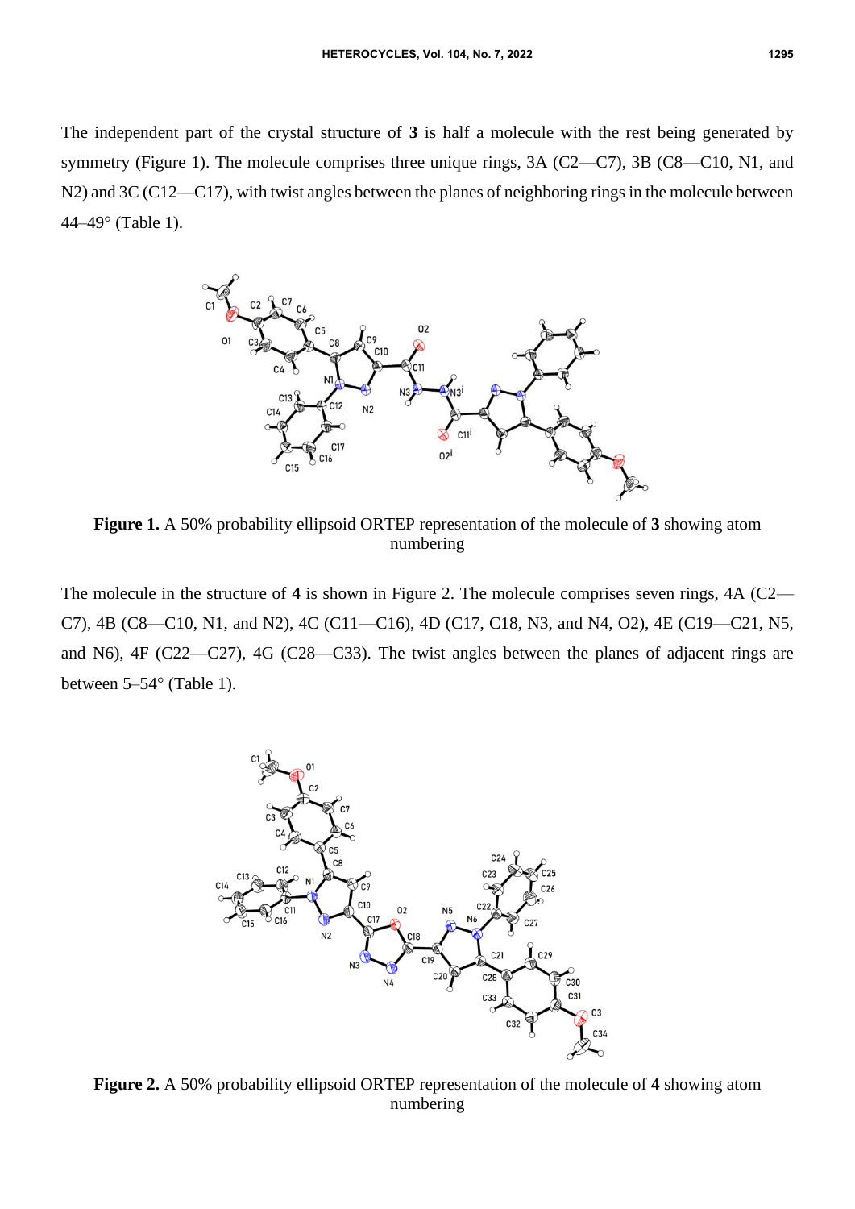The independent part of the crystal structure of **3** is half a molecule with the rest being generated by symmetry (Figure 1). The molecule comprises three unique rings, 3A (C2—C7), 3B (C8—C10, N1, and N2) and 3C (C12—C17), with twist angles between the planes of neighboring rings in the molecule between 44–49° (Table 1).

**Figure 1.** A 50% probability ellipsoid ORTEP representation of the molecule of **3** showing atom numbering

The molecule in the structure of **4** is shown in Figure 2. The molecule comprises seven rings, 4A (C2—C7), 4B (C8—C10, N1, and N2), 4C (C11—C16), 4D (C17, C18, N3, and N4, O2), 4E (C19—C21, N5, and N6), 4F (C22—C27), 4G (C28—C33). The twist angles between the planes of adjacent rings are between 5–54° (Table 1).

**Figure 2.** A 50% probability ellipsoid ORTEP representation of the molecule of **4** showing atom numbering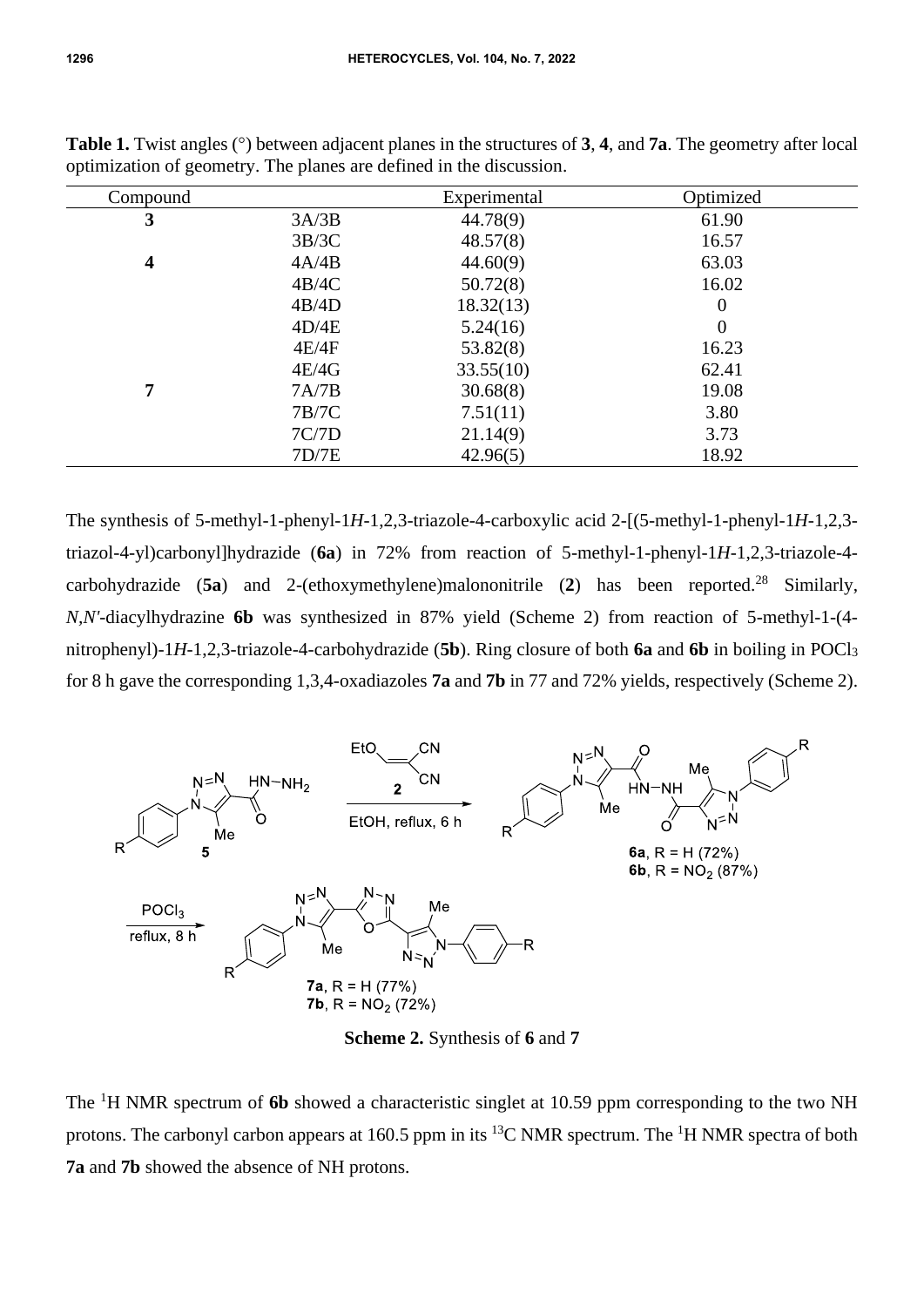**Table 1.** Twist angles (°) between adjacent planes in the structures of **3**, **4**, and **7a**. The geometry after local optimization of geometry. The planes are defined in the discussion.

| Compound | | Experimental | Optimized |
|---|---|---|---|
| **3** | 3A/3B | 44.78(9) | 61.90 |
| | 3B/3C | 48.57(8) | 16.57 |
| **4** | 4A/4B | 44.60(9) | 63.03 |
| | 4B/4C | 50.72(8) | 16.02 |
| | 4B/4D | 18.32(13) | 0 |
| | 4D/4E | 5.24(16) | 0 |
| | 4E/4F | 53.82(8) | 16.23 |
| | 4E/4G | 33.55(10) | 62.41 |
| **7** | 7A/7B | 30.68(8) | 19.08 |
| | 7B/7C | 7.51(11) | 3.80 |
| | 7C/7D | 21.14(9) | 3.73 |
| | 7D/7E | 42.96(5) | 18.92 |

The synthesis of 5-methyl-1-phenyl-1*H*-1,2,3-triazole-4-carboxylic acid 2-[(5-methyl-1-phenyl-1*H*-1,2,3-triazol-4-yl)carbonyl]hydrazide (**6a**) in 72% from reaction of 5-methyl-1-phenyl-1*H*-1,2,3-triazole-4-carbohydrazide (**5a**) and 2-(ethoxymethylene)malononitrile (**2**) has been reported.[28] Similarly, *N,N'*-diacylhydrazine **6b** was synthesized in 87% yield (Scheme 2) from reaction of 5-methyl-1-(4-nitrophenyl)-1*H*-1,2,3-triazole-4-carbohydrazide (**5b**). Ring closure of both **6a** and **6b** in boiling in $POCl_3$ for 8 h gave the corresponding 1,3,4-oxadiazoles **7a** and **7b** in 77 and 72% yields, respectively (Scheme 2).

**Scheme 2.** Synthesis of **6** and **7**

The $^1$H NMR spectrum of **6b** showed a characteristic singlet at 10.59 ppm corresponding to the two NH protons. The carbonyl carbon appears at 160.5 ppm in its $^{13}$C NMR spectrum. The $^1$H NMR spectra of both **7a** and **7b** showed the absence of NH protons.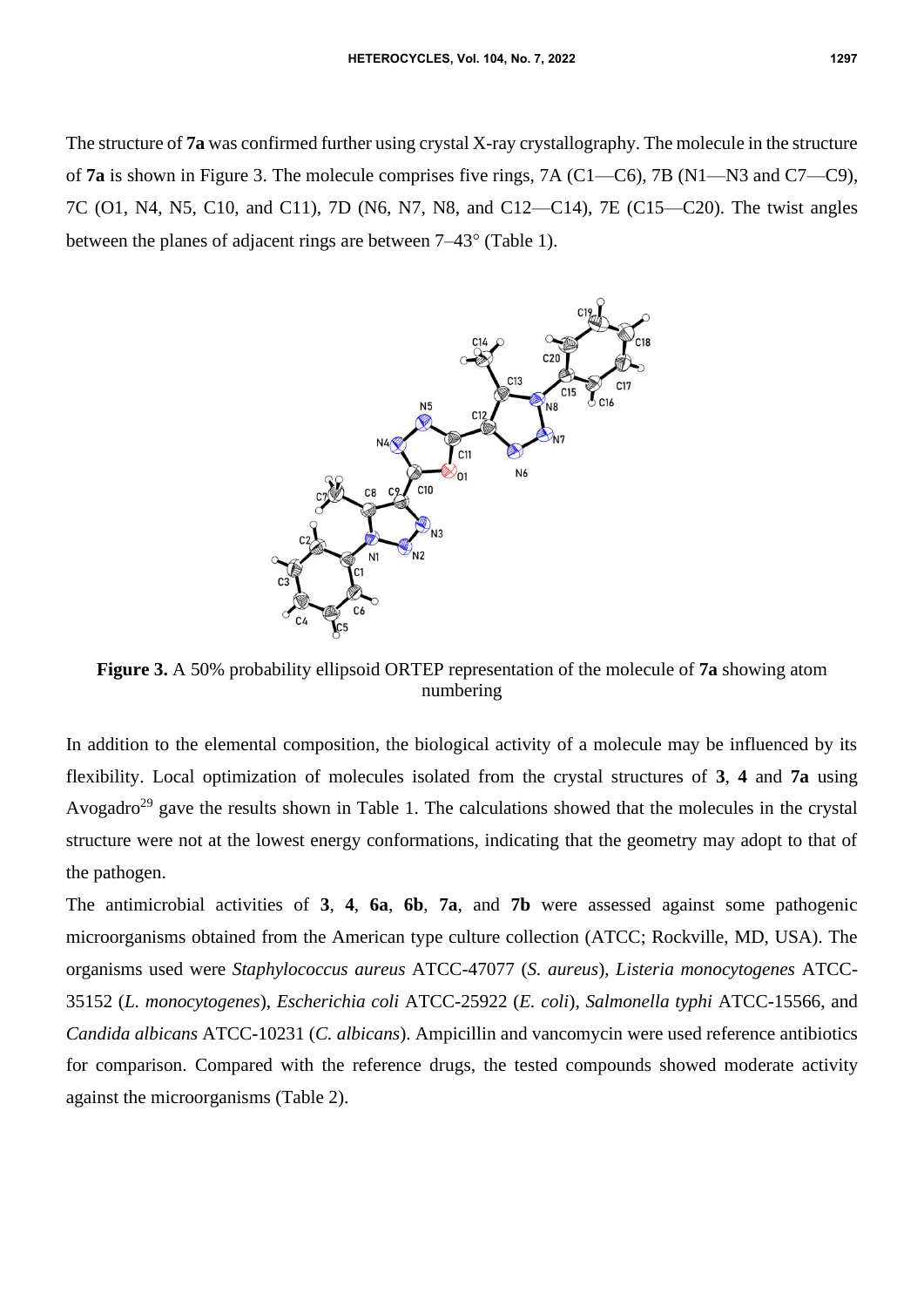The structure of **7a** was confirmed further using crystal X-ray crystallography. The molecule in the structure of **7a** is shown in Figure 3. The molecule comprises five rings, 7A (C1—C6), 7B (N1—N3 and C7—C9), 7C (O1, N4, N5, C10, and C11), 7D (N6, N7, N8, and C12—C14), 7E (C15—C20). The twist angles between the planes of adjacent rings are between 7–43° (Table 1).

**Figure 3.** A 50% probability ellipsoid ORTEP representation of the molecule of **7a** showing atom numbering

In addition to the elemental composition, the biological activity of a molecule may be influenced by its flexibility. Local optimization of molecules isolated from the crystal structures of **3**, **4** and **7a** using Avogadro[29] gave the results shown in Table 1. The calculations showed that the molecules in the crystal structure were not at the lowest energy conformations, indicating that the geometry may adopt to that of the pathogen.

The antimicrobial activities of **3**, **4**, **6a**, **6b**, **7a**, and **7b** were assessed against some pathogenic microorganisms obtained from the American type culture collection (ATCC; Rockville, MD, USA). The organisms used were *Staphylococcus aureus* ATCC-47077 (*S. aureus*), *Listeria monocytogenes* ATCC-35152 (*L. monocytogenes*), *Escherichia coli* ATCC-25922 (*E. coli*), *Salmonella typhi* ATCC-15566, and *Candida albicans* ATCC-10231 (*C. albicans*). Ampicillin and vancomycin were used reference antibiotics for comparison. Compared with the reference drugs, the tested compounds showed moderate activity against the microorganisms (Table 2).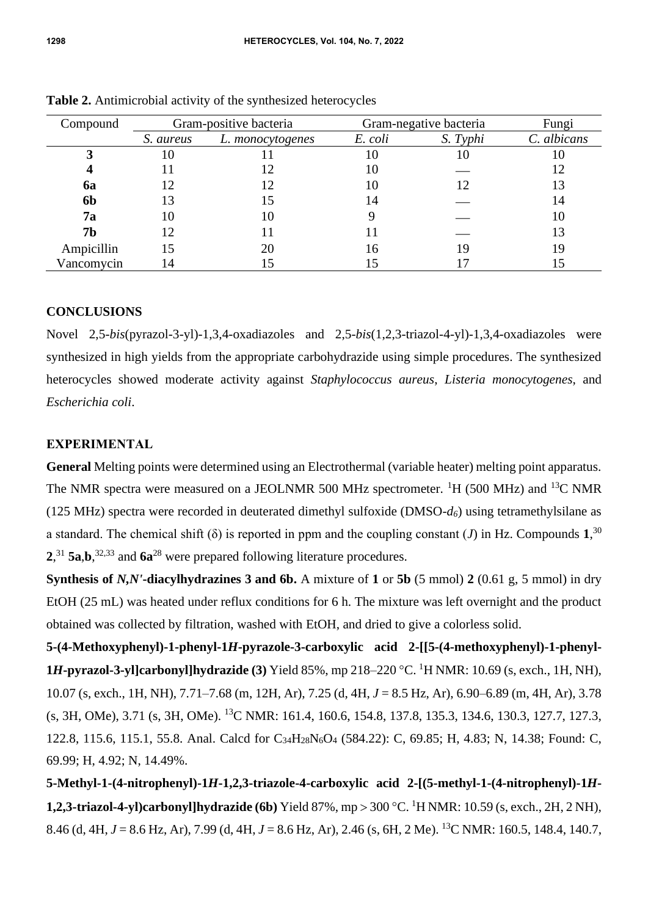**Table 2.** Antimicrobial activity of the synthesized heterocycles

| Compound | Gram-positive bacteria | | Gram-negative bacteria | | Fungi |
|---|---|---|---|---|---|
| | *S. aureus* | *L. monocytogenes* | *E. coli* | *S. Typhi* | *C. albicans* |
| **3** | 10 | 11 | 10 | 10 | 10 |
| **4** | 11 | 12 | 10 | — | 12 |
| **6a** | 12 | 12 | 10 | 12 | 13 |
| **6b** | 13 | 15 | 14 | — | 14 |
| **7a** | 10 | 10 | 9 | — | 10 |
| **7b** | 12 | 11 | 11 | — | 13 |
| Ampicillin | 15 | 20 | 16 | 19 | 19 |
| Vancomycin | 14 | 15 | 15 | 17 | 15 |

## CONCLUSIONS

Novel 2,5-*bis*(pyrazol-3-yl)-1,3,4-oxadiazoles and 2,5-*bis*(1,2,3-triazol-4-yl)-1,3,4-oxadiazoles were synthesized in high yields from the appropriate carbohydrazide using simple procedures. The synthesized heterocycles showed moderate activity against *Staphylococcus aureus*, *Listeria monocytogenes*, and *Escherichia coli*.

## EXPERIMENTAL

**General** Melting points were determined using an Electrothermal (variable heater) melting point apparatus. The NMR spectra were measured on a JEOLNMR 500 MHz spectrometer. $^1$H (500 MHz) and $^{13}$C NMR (125 MHz) spectra were recorded in deuterated dimethyl sulfoxide (DMSO-$d_6$) using tetramethylsilane as a standard. The chemical shift (δ) is reported in ppm and the coupling constant (*J*) in Hz. Compounds **1**,[30] **2**,[31] **5a**,**b**,[32,33] and **6a**[28] were prepared following literature procedures.

**Synthesis of *N,N′*-diacylhydrazines 3 and 6b.** A mixture of **1** or **5b** (5 mmol) **2** (0.61 g, 5 mmol) in dry EtOH (25 mL) was heated under reflux conditions for 6 h. The mixture was left overnight and the product obtained was collected by filtration, washed with EtOH, and dried to give a colorless solid.

**5-(4-Methoxyphenyl)-1-phenyl-1*H*-pyrazole-3-carboxylic acid 2-[[5-(4-methoxyphenyl)-1-phenyl-1*H*-pyrazol-3-yl]carbonyl]hydrazide (3)** Yield 85%, mp 218–220 °C. $^1$H NMR: 10.69 (s, exch., 1H, NH), 10.07 (s, exch., 1H, NH), 7.71–7.68 (m, 12H, Ar), 7.25 (d, 4H, *J* = 8.5 Hz, Ar), 6.90–6.89 (m, 4H, Ar), 3.78 (s, 3H, OMe), 3.71 (s, 3H, OMe). $^{13}$C NMR: 161.4, 160.6, 154.8, 137.8, 135.3, 134.6, 130.3, 127.7, 127.3, 122.8, 115.6, 115.1, 55.8. Anal. Calcd for $C_{34}H_{28}N_6O_4$ (584.22): C, 69.85; H, 4.83; N, 14.38; Found: C, 69.99; H, 4.92; N, 14.49%.

**5-Methyl-1-(4-nitrophenyl)-1*H*-1,2,3-triazole-4-carboxylic acid 2-[(5-methyl-1-(4-nitrophenyl)-1*H*-1,2,3-triazol-4-yl)carbonyl]hydrazide (6b)** Yield 87%, mp > 300 °C. $^1$H NMR: 10.59 (s, exch., 2H, 2 NH), 8.46 (d, 4H, *J* = 8.6 Hz, Ar), 7.99 (d, 4H, *J* = 8.6 Hz, Ar), 2.46 (s, 6H, 2 Me). $^{13}$C NMR: 160.5, 148.4, 140.7,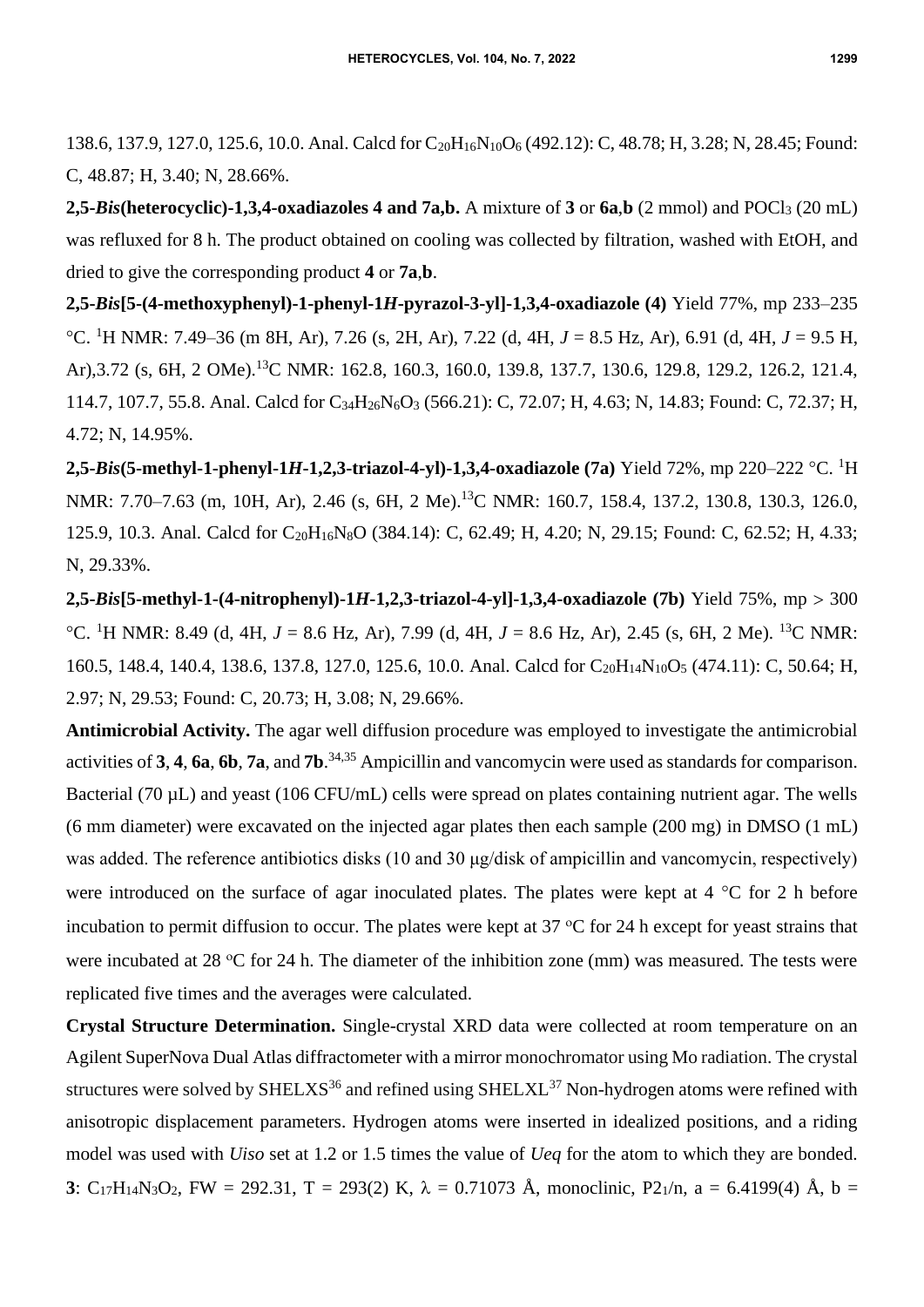138.6, 137.9, 127.0, 125.6, 10.0. Anal. Calcd for $C_{20}H_{16}N_{10}O_6$ (492.12): C, 48.78; H, 3.28; N, 28.45; Found: C, 48.87; H, 3.40; N, 28.66%.

**2,5-*Bis*(heterocyclic)-1,3,4-oxadiazoles 4 and 7a,b.** A mixture of **3** or **6a**,**b** (2 mmol) and $POCl_3$ (20 mL) was refluxed for 8 h. The product obtained on cooling was collected by filtration, washed with EtOH, and dried to give the corresponding product **4** or **7a**,**b**.

**2,5-*Bis*[5-(4-methoxyphenyl)-1-phenyl-1*H*-pyrazol-3-yl]-1,3,4-oxadiazole (4)** Yield 77%, mp 233–235 °C. $^1$H NMR: 7.49–36 (m 8H, Ar), 7.26 (s, 2H, Ar), 7.22 (d, 4H, *J* = 8.5 Hz, Ar), 6.91 (d, 4H, *J* = 9.5 H, Ar),3.72 (s, 6H, 2 OMe).$^{13}$C NMR: 162.8, 160.3, 160.0, 139.8, 137.7, 130.6, 129.8, 129.2, 126.2, 121.4, 114.7, 107.7, 55.8. Anal. Calcd for $C_{34}H_{26}N_6O_3$ (566.21): C, 72.07; H, 4.63; N, 14.83; Found: C, 72.37; H, 4.72; N, 14.95%.

**2,5-*Bis*(5-methyl-1-phenyl-1*H*-1,2,3-triazol-4-yl)-1,3,4-oxadiazole (7a)** Yield 72%, mp 220–222 °C. $^1$H NMR: 7.70–7.63 (m, 10H, Ar), 2.46 (s, 6H, 2 Me).$^{13}$C NMR: 160.7, 158.4, 137.2, 130.8, 130.3, 126.0, 125.9, 10.3. Anal. Calcd for $C_{20}H_{16}N_8O$ (384.14): C, 62.49; H, 4.20; N, 29.15; Found: C, 62.52; H, 4.33; N, 29.33%.

**2,5-*Bis*[5-methyl-1-(4-nitrophenyl)-1*H*-1,2,3-triazol-4-yl]-1,3,4-oxadiazole (7b)** Yield 75%, mp > 300 °C. $^1$H NMR: 8.49 (d, 4H, *J* = 8.6 Hz, Ar), 7.99 (d, 4H, *J* = 8.6 Hz, Ar), 2.45 (s, 6H, 2 Me). $^{13}$C NMR: 160.5, 148.4, 140.4, 138.6, 137.8, 127.0, 125.6, 10.0. Anal. Calcd for $C_{20}H_{14}N_{10}O_5$ (474.11): C, 50.64; H, 2.97; N, 29.53; Found: C, 20.73; H, 3.08; N, 29.66%.

**Antimicrobial Activity.** The agar well diffusion procedure was employed to investigate the antimicrobial activities of **3**, **4**, **6a**, **6b**, **7a**, and **7b**.[34,35] Ampicillin and vancomycin were used as standards for comparison. Bacterial (70 µL) and yeast (106 CFU/mL) cells were spread on plates containing nutrient agar. The wells (6 mm diameter) were excavated on the injected agar plates then each sample (200 mg) in DMSO (1 mL) was added. The reference antibiotics disks (10 and 30 µg/disk of ampicillin and vancomycin, respectively) were introduced on the surface of agar inoculated plates. The plates were kept at 4 °C for 2 h before incubation to permit diffusion to occur. The plates were kept at 37 °C for 24 h except for yeast strains that were incubated at 28 °C for 24 h. The diameter of the inhibition zone (mm) was measured. The tests were replicated five times and the averages were calculated.

**Crystal Structure Determination.** Single-crystal XRD data were collected at room temperature on an Agilent SuperNova Dual Atlas diffractometer with a mirror monochromator using Mo radiation. The crystal structures were solved by SHELXS[36] and refined using SHELXL[37] Non-hydrogen atoms were refined with anisotropic displacement parameters. Hydrogen atoms were inserted in idealized positions, and a riding model was used with *Uiso* set at 1.2 or 1.5 times the value of *Ueq* for the atom to which they are bonded. **3**: $C_{17}H_{14}N_3O_2$, FW = 292.31, T = 293(2) K, $\lambda$ = 0.71073 Å, monoclinic, $P2_1/n$, a = 6.4199(4) Å, b =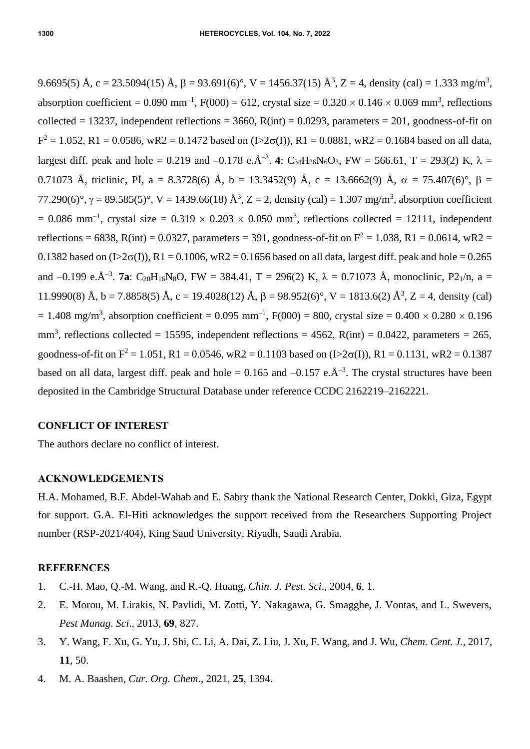9.6695(5) Å, c = 23.5094(15) Å, β = 93.691(6)°, V = 1456.37(15) Å$^3$, Z = 4, density (cal) = 1.333 mg/m$^3$, absorption coefficient = 0.090 mm$^{-1}$, F(000) = 612, crystal size = 0.320 × 0.146 × 0.069 mm$^3$, reflections collected = 13237, independent reflections = 3660, R(int) = 0.0293, parameters = 201, goodness-of-fit on F$^2$ = 1.052, R1 = 0.0586, wR2 = 0.1472 based on (I>2σ(I)), R1 = 0.0881, wR2 = 0.1684 based on all data, largest diff. peak and hole = 0.219 and –0.178 e.Å$^{-3}$. **4**: $C_{34}H_{26}N_6O_3$, FW = 566.61, T = 293(2) K, λ = 0.71073 Å, triclinic, P$\bar{1}$, a = 8.3728(6) Å, b = 13.3452(9) Å, c = 13.6662(9) Å, α = 75.407(6)°, β = 77.290(6)°, γ = 89.585(5)°, V = 1439.66(18) Å$^3$, Z = 2, density (cal) = 1.307 mg/m$^3$, absorption coefficient = 0.086 mm$^{-1}$, crystal size = 0.319 × 0.203 × 0.050 mm$^3$, reflections collected = 12111, independent reflections = 6838, R(int) = 0.0327, parameters = 391, goodness-of-fit on F$^2$ = 1.038, R1 = 0.0614, wR2 = 0.1382 based on (I>2σ(I)), R1 = 0.1006, wR2 = 0.1656 based on all data, largest diff. peak and hole = 0.265 and –0.199 e.Å$^{-3}$. **7a**: $C_{20}H_{16}N_8O$, FW = 384.41, T = 296(2) K, λ = 0.71073 Å, monoclinic, P2$_1$/n, a = 11.9990(8) Å, b = 7.8858(5) Å, c = 19.4028(12) Å, β = 98.952(6)°, V = 1813.6(2) Å$^3$, Z = 4, density (cal) = 1.408 mg/m$^3$, absorption coefficient = 0.095 mm$^{-1}$, F(000) = 800, crystal size = 0.400 × 0.280 × 0.196 mm$^3$, reflections collected = 15595, independent reflections = 4562, R(int) = 0.0422, parameters = 265, goodness-of-fit on F$^2$ = 1.051, R1 = 0.0546, wR2 = 0.1103 based on (I>2σ(I)), R1 = 0.1131, wR2 = 0.1387 based on all data, largest diff. peak and hole = 0.165 and –0.157 e.Å$^{-3}$. The crystal structures have been deposited in the Cambridge Structural Database under reference CCDC 2162219–2162221.

## CONFLICT OF INTEREST

The authors declare no conflict of interest.

## ACKNOWLEDGEMENTS

H.A. Mohamed, B.F. Abdel-Wahab and E. Sabry thank the National Research Center, Dokki, Giza, Egypt for support. G.A. El-Hiti acknowledges the support received from the Researchers Supporting Project number (RSP-2021/404), King Saud University, Riyadh, Saudi Arabia.

## REFERENCES

1. C.-H. Mao, Q.-M. Wang, and R.-Q. Huang, *Chin. J. Pest. Sci*., 2004, **6**, 1.
2. E. Morou, M. Lirakis, N. Pavlidi, M. Zotti, Y. Nakagawa, G. Smagghe, J. Vontas, and L. Swevers, *Pest Manag. Sci*., 2013, **69**, 827.
3. Y. Wang, F. Xu, G. Yu, J. Shi, C. Li, A. Dai, Z. Liu, J. Xu, F. Wang, and J. Wu, *Chem. Cent. J.*, 2017, **11**, 50.
4. M. A. Baashen, *Cur. Org. Chem*., 2021, **25**, 1394.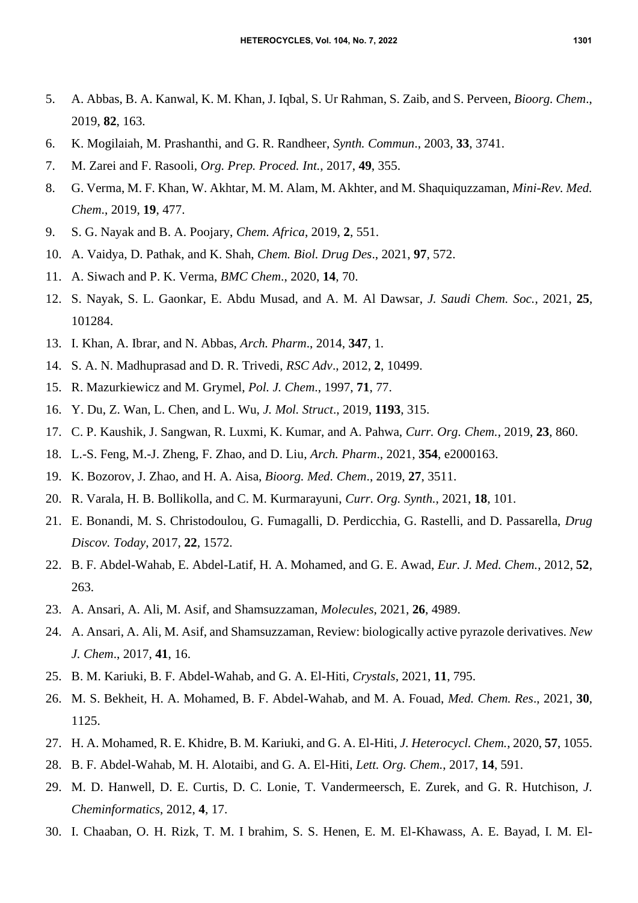5. A. Abbas, B. A. Kanwal, K. M. Khan, J. Iqbal, S. Ur Rahman, S. Zaib, and S. Perveen, *Bioorg. Chem*., 2019, **82**, 163.
6. K. Mogilaiah, M. Prashanthi, and G. R. Randheer, *Synth. Commun*., 2003, **33**, 3741.
7. M. Zarei and F. Rasooli, *Org. Prep. Proced. Int.*, 2017, **49**, 355.
8. G. Verma, M. F. Khan, W. Akhtar, M. M. Alam, M. Akhter, and M. Shaquiquzzaman, *Mini-Rev. Med. Chem*., 2019, **19**, 477.
9. S. G. Nayak and B. A. Poojary, *Chem. Africa*, 2019, **2**, 551.
10. A. Vaidya, D. Pathak, and K. Shah, *Chem. Biol. Drug Des*., 2021, **97**, 572.
11. A. Siwach and P. K. Verma, *BMC Chem*., 2020, **14**, 70.
12. S. Nayak, S. L. Gaonkar, E. Abdu Musad, and A. M. Al Dawsar, *J. Saudi Chem. Soc.*, 2021, **25**, 101284.
13. I. Khan, A. Ibrar, and N. Abbas, *Arch. Pharm*., 2014, **347**, 1.
14. S. A. N. Madhuprasad and D. R. Trivedi, *RSC Adv*., 2012, **2**, 10499.
15. R. Mazurkiewicz and M. Grymel, *Pol. J. Chem*., 1997, **71**, 77.
16. Y. Du, Z. Wan, L. Chen, and L. Wu, *J. Mol. Struct*., 2019, **1193**, 315.
17. C. P. Kaushik, J. Sangwan, R. Luxmi, K. Kumar, and A. Pahwa, *Curr. Org. Chem.*, 2019, **23**, 860.
18. L.-S. Feng, M.-J. Zheng, F. Zhao, and D. Liu, *Arch. Pharm*., 2021, **354**, e2000163.
19. K. Bozorov, J. Zhao, and H. A. Aisa, *Bioorg. Med. Chem*., 2019, **27**, 3511.
20. R. Varala, H. B. Bollikolla, and C. M. Kurmarayuni, *Curr. Org. Synth.*, 2021, **18**, 101.
21. E. Bonandi, M. S. Christodoulou, G. Fumagalli, D. Perdicchia, G. Rastelli, and D. Passarella, *Drug Discov. Today*, 2017, **22**, 1572.
22. B. F. Abdel-Wahab, E. Abdel-Latif, H. A. Mohamed, and G. E. Awad, *Eur. J. Med. Chem.*, 2012, **52**, 263.
23. A. Ansari, A. Ali, M. Asif, and Shamsuzzaman, *Molecules*, 2021, **26**, 4989.
24. A. Ansari, A. Ali, M. Asif, and Shamsuzzaman, Review: biologically active pyrazole derivatives. *New J. Chem*., 2017, **41**, 16.
25. B. M. Kariuki, B. F. Abdel-Wahab, and G. A. El-Hiti, *Crystals*, 2021, **11**, 795.
26. M. S. Bekheit, H. A. Mohamed, B. F. Abdel-Wahab, and M. A. Fouad, *Med. Chem. Res*., 2021, **30**, 1125.
27. H. A. Mohamed, R. E. Khidre, B. M. Kariuki, and G. A. El-Hiti, *J. Heterocycl. Chem.*, 2020, **57**, 1055.
28. B. F. Abdel-Wahab, M. H. Alotaibi, and G. A. El-Hiti, *Lett. Org. Chem.*, 2017, **14**, 591.
29. M. D. Hanwell, D. E. Curtis, D. C. Lonie, T. Vandermeersch, E. Zurek, and G. R. Hutchison, *J. Cheminformatics*, 2012, **4**, 17.
30. I. Chaaban, O. H. Rizk, T. M. I brahim, S. S. Henen, E. M. El-Khawass, A. E. Bayad, I. M. El-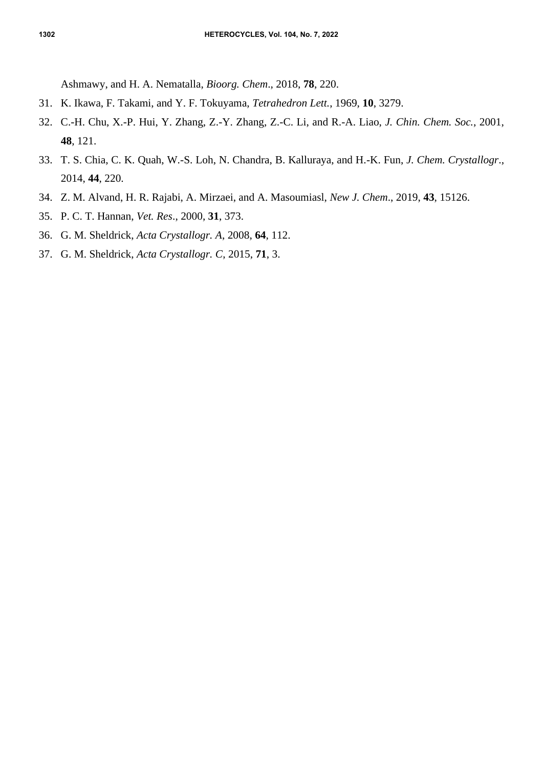Ashmawy, and H. A. Nematalla, *Bioorg. Chem*., 2018, **78**, 220.

31. K. Ikawa, F. Takami, and Y. F. Tokuyama, *Tetrahedron Lett.*, 1969, **10**, 3279.
32. C.-H. Chu, X.-P. Hui, Y. Zhang, Z.-Y. Zhang, Z.-C. Li, and R.-A. Liao, *J. Chin. Chem. Soc.*, 2001, **48**, 121.
33. T. S. Chia, C. K. Quah, W.-S. Loh, N. Chandra, B. Kalluraya, and H.-K. Fun, *J. Chem. Crystallogr*., 2014, **44**, 220.
34. Z. M. Alvand, H. R. Rajabi, A. Mirzaei, and A. Masoumiasl, *New J. Chem*., 2019, **43**, 15126.
35. P. C. T. Hannan, *Vet. Res*., 2000, **31**, 373.
36. G. M. Sheldrick, *Acta Crystallogr. A*, 2008, **64**, 112.
37. G. M. Sheldrick, *Acta Crystallogr. C*, 2015, **71**, 3.